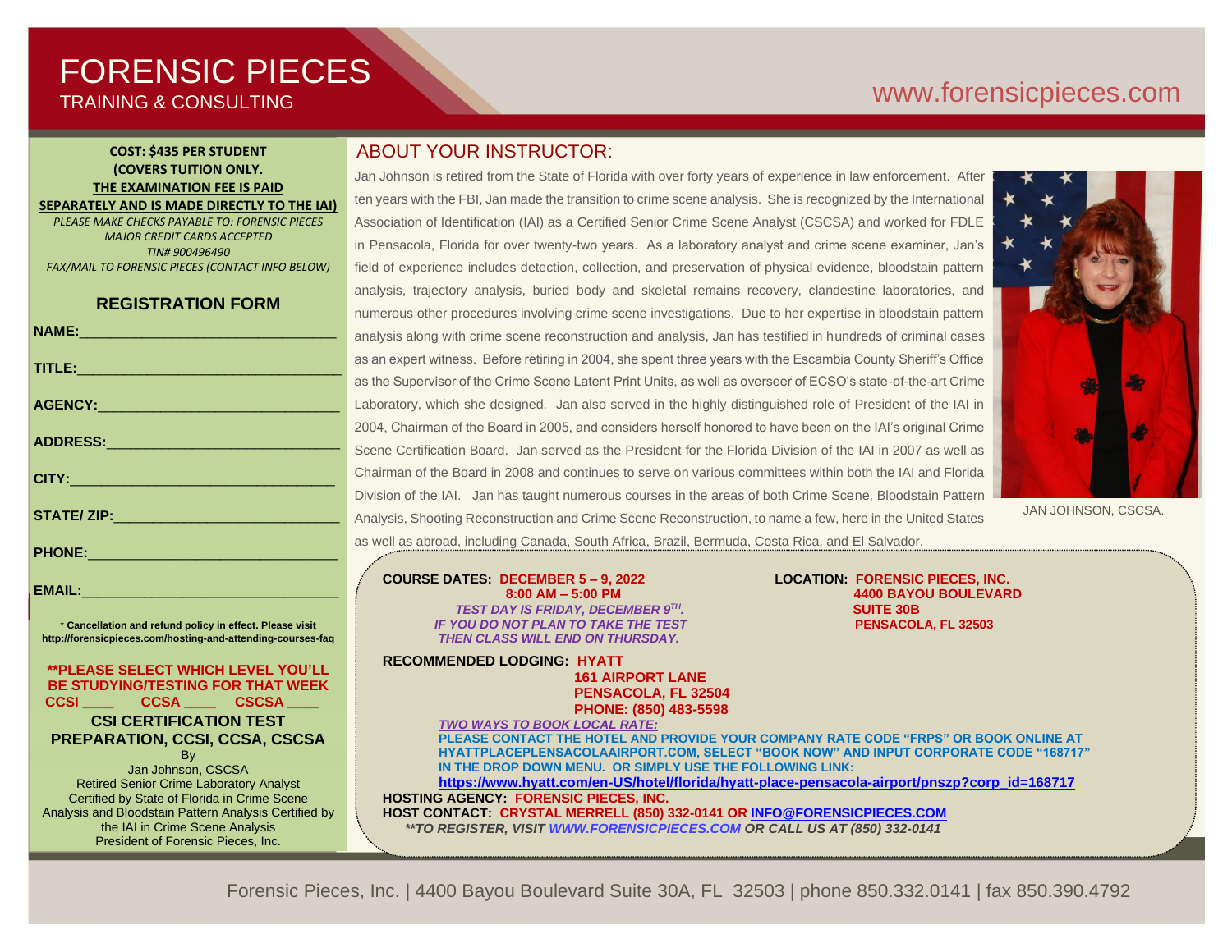# FORENSIC PIECES

TRAINING & CONSULTING

www.forensicpieces.com

**COST: $435 PER STUDENT**
**(COVERS TUITION ONLY.**
**THE EXAMINATION FEE IS PAID SEPARATELY AND IS MADE DIRECTLY TO THE IAI)**

*PLEASE MAKE CHECKS PAYABLE TO: FORENSIC PIECES*
*MAJOR CREDIT CARDS ACCEPTED*
*TIN# 900496490*
*FAX/MAIL TO FORENSIC PIECES (CONTACT INFO BELOW)*

## REGISTRATION FORM

**NAME:**________________________________

**TITLE:**________________________________

**AGENCY:**________________________________

**ADDRESS:**________________________________

**CITY:**________________________________

**STATE/ ZIP:**________________________________

**PHONE:**________________________________

**EMAIL:**________________________________

\* **Cancellation and refund policy in effect. Please visit http://forensicpieces.com/hosting-and-attending-courses-faq**

**\*\*PLEASE SELECT WHICH LEVEL YOU'LL BE STUDYING/TESTING FOR THAT WEEK**
**CCSI ____ CCSA ____ CSCSA ____**

**CSI CERTIFICATION TEST PREPARATION, CCSI, CCSA, CSCSA**
By
Jan Johnson, CSCSA
Retired Senior Crime Laboratory Analyst
Certified by State of Florida in Crime Scene Analysis and Bloodstain Pattern Analysis Certified by the IAI in Crime Scene Analysis
President of Forensic Pieces, Inc.

## ABOUT YOUR INSTRUCTOR:

Jan Johnson is retired from the State of Florida with over forty years of experience in law enforcement. After ten years with the FBI, Jan made the transition to crime scene analysis. She is recognized by the International Association of Identification (IAI) as a Certified Senior Crime Scene Analyst (CSCSA) and worked for FDLE in Pensacola, Florida for over twenty-two years. As a laboratory analyst and crime scene examiner, Jan's field of experience includes detection, collection, and preservation of physical evidence, bloodstain pattern analysis, trajectory analysis, buried body and skeletal remains recovery, clandestine laboratories, and numerous other procedures involving crime scene investigations. Due to her expertise in bloodstain pattern analysis along with crime scene reconstruction and analysis, Jan has testified in hundreds of criminal cases as an expert witness. Before retiring in 2004, she spent three years with the Escambia County Sheriff's Office as the Supervisor of the Crime Scene Latent Print Units, as well as overseer of ECSO's state-of-the-art Crime Laboratory, which she designed. Jan also served in the highly distinguished role of President of the IAI in 2004, Chairman of the Board in 2005, and considers herself honored to have been on the IAI's original Crime Scene Certification Board. Jan served as the President for the Florida Division of the IAI in 2007 as well as Chairman of the Board in 2008 and continues to serve on various committees within both the IAI and Florida Division of the IAI. Jan has taught numerous courses in the areas of both Crime Scene, Bloodstain Pattern Analysis, Shooting Reconstruction and Crime Scene Reconstruction, to name a few, here in the United States as well as abroad, including Canada, South Africa, Brazil, Bermuda, Costa Rica, and El Salvador.

JAN JOHNSON, CSCSA

**COURSE DATES: DECEMBER 5 – 9, 2022**
**8:00 AM – 5:00 PM**
***TEST DAY IS FRIDAY, DECEMBER 9TH.***
***IF YOU DO NOT PLAN TO TAKE THE TEST THEN CLASS WILL END ON THURSDAY.***

**LOCATION: FORENSIC PIECES, INC.**
**4400 BAYOU BOULEVARD**
**SUITE 30B**
**PENSACOLA, FL 32503**

**RECOMMENDED LODGING: HYATT**
**161 AIRPORT LANE**
**PENSACOLA, FL 32504**
**PHONE: (850) 483-5598**

***TWO WAYS TO BOOK LOCAL RATE:***
**PLEASE CONTACT THE HOTEL AND PROVIDE YOUR COMPANY RATE CODE "FRPS" OR BOOK ONLINE AT HYATTPLACEPENSACOLAAIRPORT.COM, SELECT "BOOK NOW" AND INPUT CORPORATE CODE "168717" IN THE DROP DOWN MENU. OR SIMPLY USE THE FOLLOWING LINK:**
**https://www.hyatt.com/en-US/hotel/florida/hyatt-place-pensacola-airport/pnszp?corp_id=168717**

**HOSTING AGENCY: FORENSIC PIECES, INC.**
**HOST CONTACT: CRYSTAL MERRELL (850) 332-0141 OR INFO@FORENSICPIECES.COM**
***\*\*TO REGISTER, VISIT WWW.FORENSICPIECES.COM OR CALL US AT (850) 332-0141***

Forensic Pieces, Inc. | 4400 Bayou Boulevard Suite 30A, FL 32503 | phone 850.332.0141 | fax 850.390.4792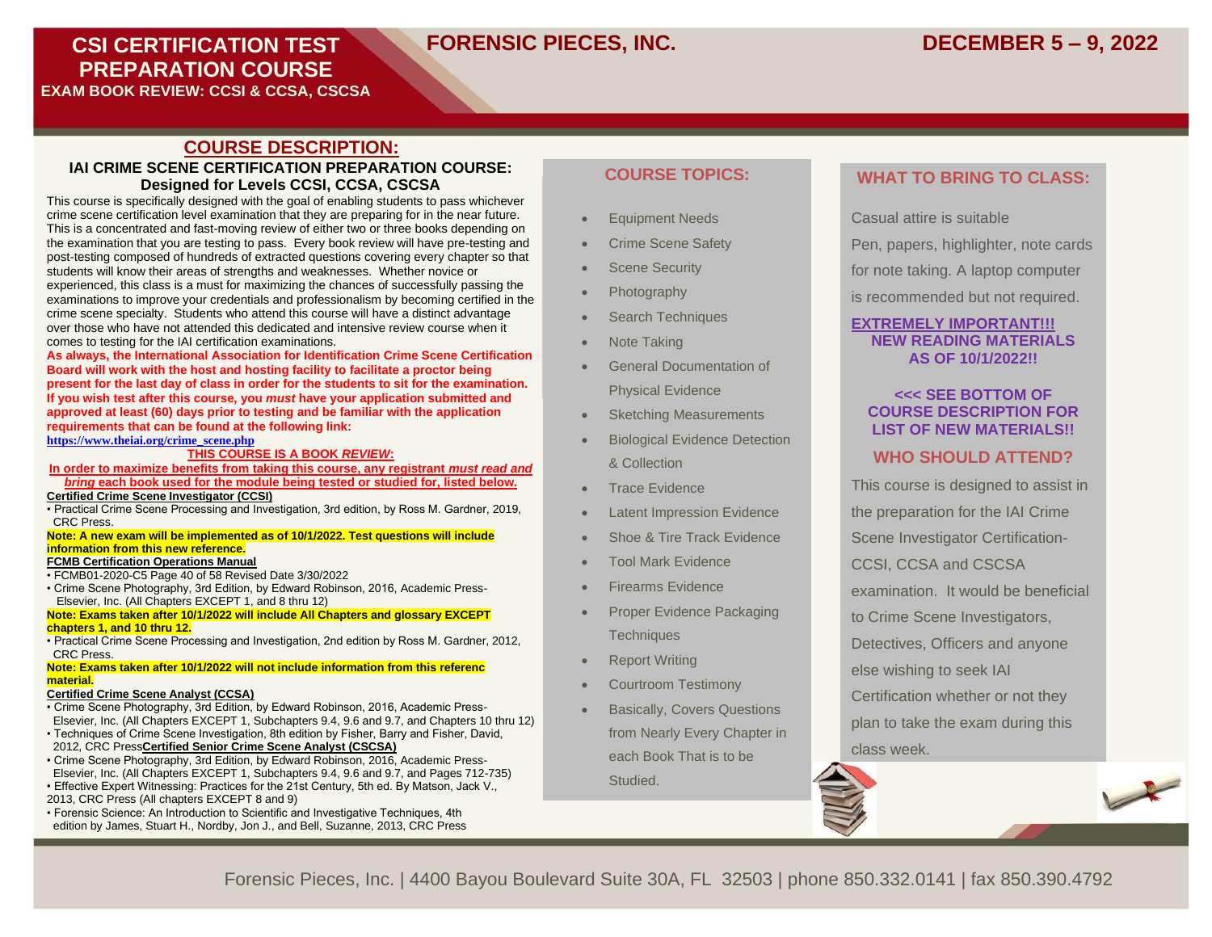# CSI CERTIFICATION TEST PREPARATION COURSE

**EXAM BOOK REVIEW: CCSI & CCSA, CSCSA**

**FORENSIC PIECES, INC.**

**DECEMBER 5 – 9, 2022**

## COURSE DESCRIPTION:

### IAI CRIME SCENE CERTIFICATION PREPARATION COURSE: Designed for Levels CCSI, CCSA, CSCSA

This course is specifically designed with the goal of enabling students to pass whichever crime scene certification level examination that they are preparing for in the near future. This is a concentrated and fast-moving review of either two or three books depending on the examination that you are testing to pass. Every book review will have pre-testing and post-testing composed of hundreds of extracted questions covering every chapter so that students will know their areas of strengths and weaknesses. Whether novice or experienced, this class is a must for maximizing the chances of successfully passing the examinations to improve your credentials and professionalism by becoming certified in the crime scene specialty. Students who attend this course will have a distinct advantage over those who have not attended this dedicated and intensive review course when it comes to testing for the IAI certification examinations.

**As always, the International Association for Identification Crime Scene Certification Board will work with the host and hosting facility to facilitate a proctor being present for the last day of class in order for the students to sit for the examination. If you wish test after this course, you *must* have your application submitted and approved at least (60) days prior to testing and be familiar with the application requirements that can be found at the following link:**

**https://www.theiai.org/crime_scene.php**

**THIS COURSE IS A BOOK *REVIEW*:**

**In order to maximize benefits from taking this course, any registrant *must read and bring* each book used for the module being tested or studied for, listed below.**

**Certified Crime Scene Investigator (CCSI)**

- Practical Crime Scene Processing and Investigation, 3rd edition, by Ross M. Gardner, 2019, CRC Press.

**Note: A new exam will be implemented as of 10/1/2022. Test questions will include information from this new reference.**

**FCMB Certification Operations Manual**

- FCMB01-2020-C5 Page 40 of 58 Revised Date 3/30/2022
- Crime Scene Photography, 3rd Edition, by Edward Robinson, 2016, Academic Press-Elsevier, Inc. (All Chapters EXCEPT 1, and 8 thru 12)

**Note: Exams taken after 10/1/2022 will include All Chapters and glossary EXCEPT chapters 1, and 10 thru 12.**

- Practical Crime Scene Processing and Investigation, 2nd edition by Ross M. Gardner, 2012, CRC Press.

**Note: Exams taken after 10/1/2022 will not include information from this referenc material.**

**Certified Crime Scene Analyst (CCSA)**

- Crime Scene Photography, 3rd Edition, by Edward Robinson, 2016, Academic Press-Elsevier, Inc. (All Chapters EXCEPT 1, Subchapters 9.4, 9.6 and 9.7, and Chapters 10 thru 12)
- Techniques of Crime Scene Investigation, 8th edition by Fisher, Barry and Fisher, David, 2012, CRC Press

**Certified Senior Crime Scene Analyst (CSCSA)**

- Crime Scene Photography, 3rd Edition, by Edward Robinson, 2016, Academic Press-Elsevier, Inc. (All Chapters EXCEPT 1, Subchapters 9.4, 9.6 and 9.7, and Pages 712-735)
- Effective Expert Witnessing: Practices for the 21st Century, 5th ed. By Matson, Jack V., 2013, CRC Press (All chapters EXCEPT 8 and 9)
- Forensic Science: An Introduction to Scientific and Investigative Techniques, 4th edition by James, Stuart H., Nordby, Jon J., and Bell, Suzanne, 2013, CRC Press

## COURSE TOPICS:

- Equipment Needs
- Crime Scene Safety
- Scene Security
- Photography
- Search Techniques
- Note Taking
- General Documentation of Physical Evidence
- Sketching Measurements
- Biological Evidence Detection & Collection
- Trace Evidence
- Latent Impression Evidence
- Shoe & Tire Track Evidence
- Tool Mark Evidence
- Firearms Evidence
- Proper Evidence Packaging Techniques
- Report Writing
- Courtroom Testimony
- Basically, Covers Questions from Nearly Every Chapter in each Book That is to be Studied.

## WHAT TO BRING TO CLASS:

Casual attire is suitable

Pen, papers, highlighter, note cards for note taking. A laptop computer is recommended but not required.

**EXTREMELY IMPORTANT!!! NEW READING MATERIALS AS OF 10/1/2022!!**

**<<< SEE BOTTOM OF COURSE DESCRIPTION FOR LIST OF NEW MATERIALS!!**

## WHO SHOULD ATTEND?

This course is designed to assist in the preparation for the IAI Crime Scene Investigator Certification-CCSI, CCSA and CSCSA examination. It would be beneficial to Crime Scene Investigators, Detectives, Officers and anyone else wishing to seek IAI Certification whether or not they plan to take the exam during this class week.

Forensic Pieces, Inc. | 4400 Bayou Boulevard Suite 30A, FL 32503 | phone 850.332.0141 | fax 850.390.4792